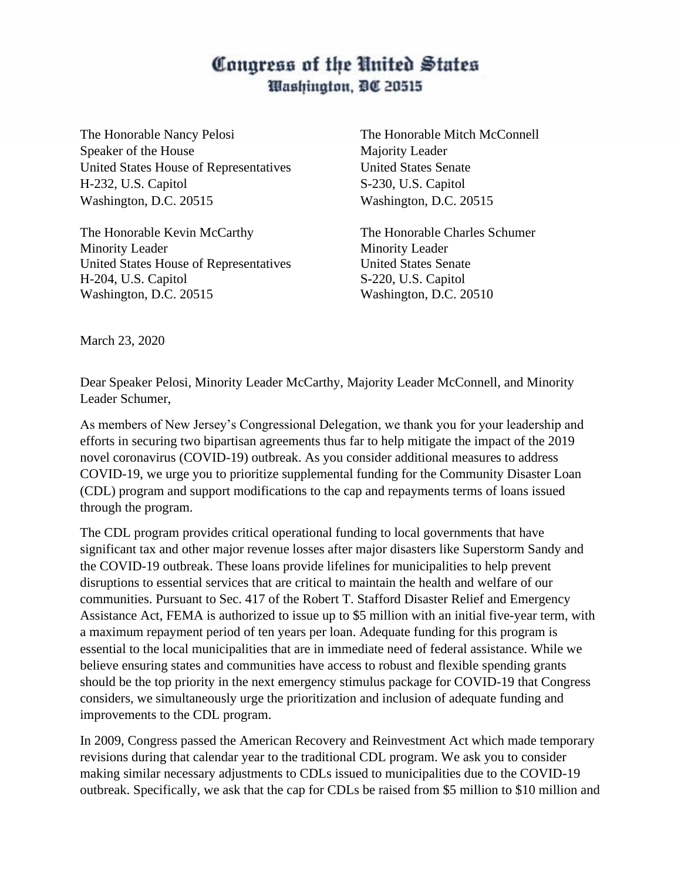# Congress of the United States
## Washington, DC 20515

The Honorable Nancy Pelosi
Speaker of the House
United States House of Representatives
H-232, U.S. Capitol
Washington, D.C. 20515

The Honorable Mitch McConnell
Majority Leader
United States Senate
S-230, U.S. Capitol
Washington, D.C. 20515

The Honorable Kevin McCarthy
Minority Leader
United States House of Representatives
H-204, U.S. Capitol
Washington, D.C. 20515

The Honorable Charles Schumer
Minority Leader
United States Senate
S-220, U.S. Capitol
Washington, D.C. 20510

March 23, 2020

Dear Speaker Pelosi, Minority Leader McCarthy, Majority Leader McConnell, and Minority Leader Schumer,

As members of New Jersey's Congressional Delegation, we thank you for your leadership and efforts in securing two bipartisan agreements thus far to help mitigate the impact of the 2019 novel coronavirus (COVID-19) outbreak. As you consider additional measures to address COVID-19, we urge you to prioritize supplemental funding for the Community Disaster Loan (CDL) program and support modifications to the cap and repayments terms of loans issued through the program.

The CDL program provides critical operational funding to local governments that have significant tax and other major revenue losses after major disasters like Superstorm Sandy and the COVID-19 outbreak. These loans provide lifelines for municipalities to help prevent disruptions to essential services that are critical to maintain the health and welfare of our communities. Pursuant to Sec. 417 of the Robert T. Stafford Disaster Relief and Emergency Assistance Act, FEMA is authorized to issue up to $5 million with an initial five-year term, with a maximum repayment period of ten years per loan. Adequate funding for this program is essential to the local municipalities that are in immediate need of federal assistance. While we believe ensuring states and communities have access to robust and flexible spending grants should be the top priority in the next emergency stimulus package for COVID-19 that Congress considers, we simultaneously urge the prioritization and inclusion of adequate funding and improvements to the CDL program.

In 2009, Congress passed the American Recovery and Reinvestment Act which made temporary revisions during that calendar year to the traditional CDL program. We ask you to consider making similar necessary adjustments to CDLs issued to municipalities due to the COVID-19 outbreak. Specifically, we ask that the cap for CDLs be raised from $5 million to $10 million and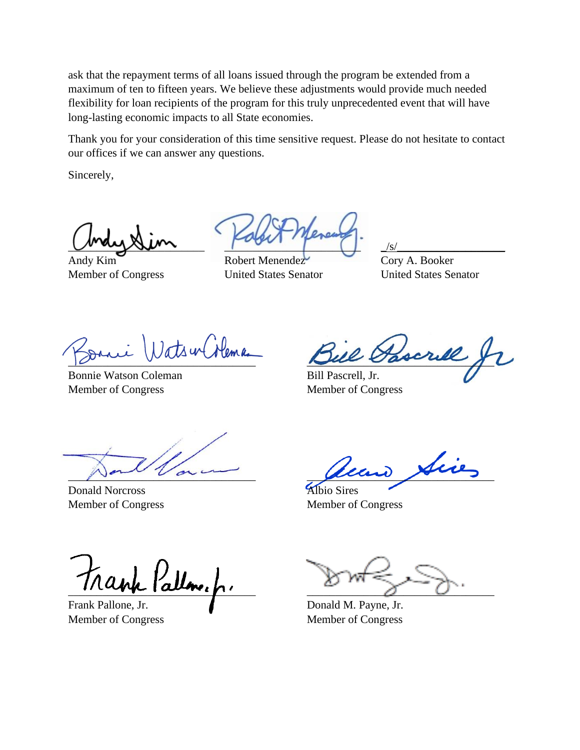ask that the repayment terms of all loans issued through the program be extended from a maximum of ten to fifteen years. We believe these adjustments would provide much needed flexibility for loan recipients of the program for this truly unprecedented event that will have long-lasting economic impacts to all State economies.

Thank you for your consideration of this time sensitive request. Please do not hesitate to contact our offices if we can answer any questions.

Sincerely,

Andy Kim
Member of Congress

Robert Menendez
United States Senator

/s/
Cory A. Booker
United States Senator

Bonnie Watson Coleman
Member of Congress

Bill Pascrell, Jr.
Member of Congress

Donald Norcross
Member of Congress

Albio Sires
Member of Congress

Frank Pallone, Jr.
Member of Congress

Donald M. Payne, Jr.
Member of Congress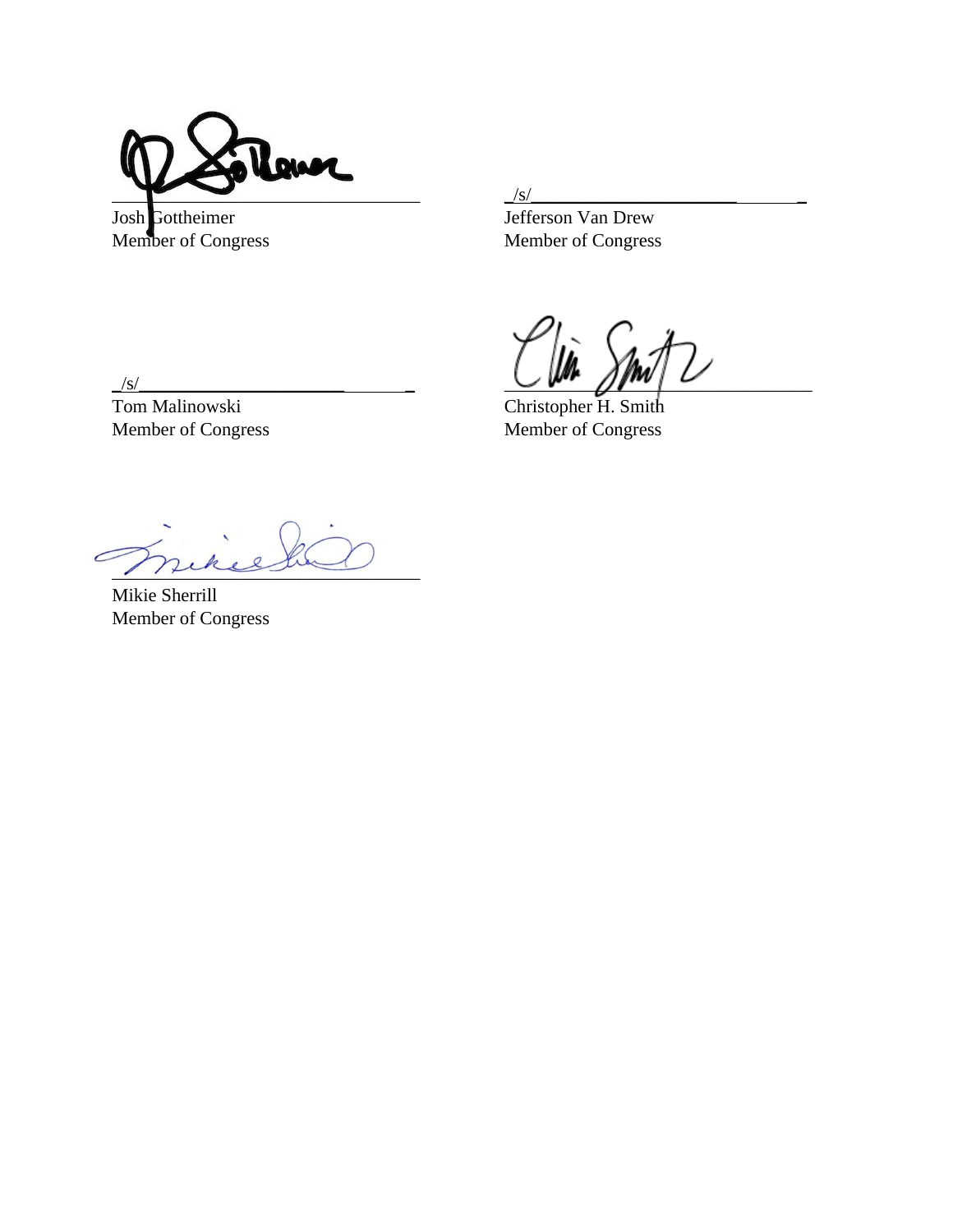Josh Gottheimer
Member of Congress

/s/
Jefferson Van Drew
Member of Congress

/s/
Tom Malinowski
Member of Congress

Christopher H. Smith
Member of Congress

Mikie Sherrill
Member of Congress